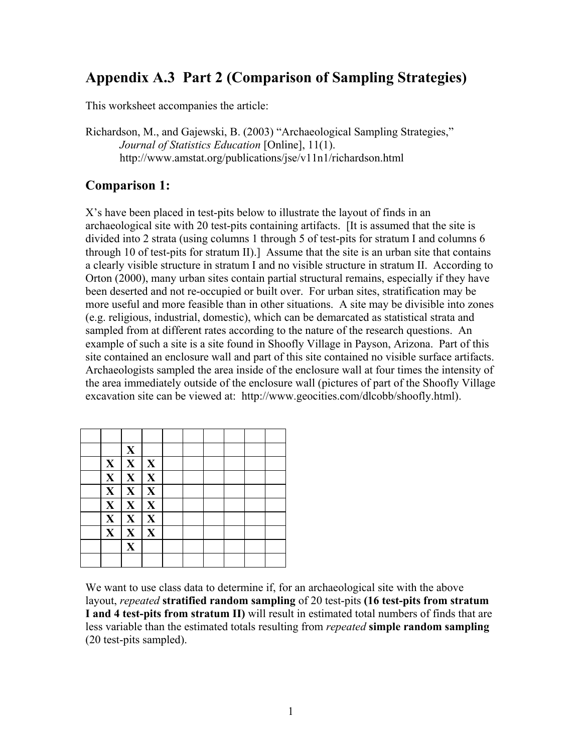# Appendix A.3 Part 2 (Comparison of Sampling Strategies)

This worksheet accompanies the article:

Richardson, M., and Gajewski, B. (2003) "Archaeological Sampling Strategies," *Journal of Statistics Education* [Online], 11(1). http://www.amstat.org/publications/jse/v11n1/richardson.html

## Comparison 1:

X's have been placed in test-pits below to illustrate the layout of finds in an archaeological site with 20 test-pits containing artifacts. [It is assumed that the site is divided into 2 strata (using columns 1 through 5 of test-pits for stratum I and columns 6 through 10 of test-pits for stratum II).] Assume that the site is an urban site that contains a clearly visible structure in stratum I and no visible structure in stratum II. According to Orton (2000), many urban sites contain partial structural remains, especially if they have been deserted and not re-occupied or built over. For urban sites, stratification may be more useful and more feasible than in other situations. A site may be divisible into zones (e.g. religious, industrial, domestic), which can be demarcated as statistical strata and sampled from at different rates according to the nature of the research questions. An example of such a site is a site found in Shoofly Village in Payson, Arizona. Part of this site contained an enclosure wall and part of this site contained no visible surface artifacts. Archaeologists sampled the area inside of the enclosure wall at four times the intensity of the area immediately outside of the enclosure wall (pictures of part of the Shoofly Village excavation site can be viewed at: http://www.geocities.com/dlcobb/shoofly.html).

| | | | | | | | | | |
|---|---|---|---|---|---|---|---|---|---|
| | | **X** | | | | | | | |
| | **X** | **X** | **X** | | | | | | |
| | **X** | **X** | **X** | | | | | | |
| | **X** | **X** | **X** | | | | | | |
| | **X** | **X** | **X** | | | | | | |
| | **X** | **X** | **X** | | | | | | |
| | **X** | **X** | **X** | | | | | | |
| | | **X** | | | | | | | |
| | | | | | | | | | |

We want to use class data to determine if, for an archaeological site with the above layout, *repeated* **stratified random sampling** of 20 test-pits **(16 test-pits from stratum I and 4 test-pits from stratum II)** will result in estimated total numbers of finds that are less variable than the estimated totals resulting from *repeated* **simple random sampling** (20 test-pits sampled).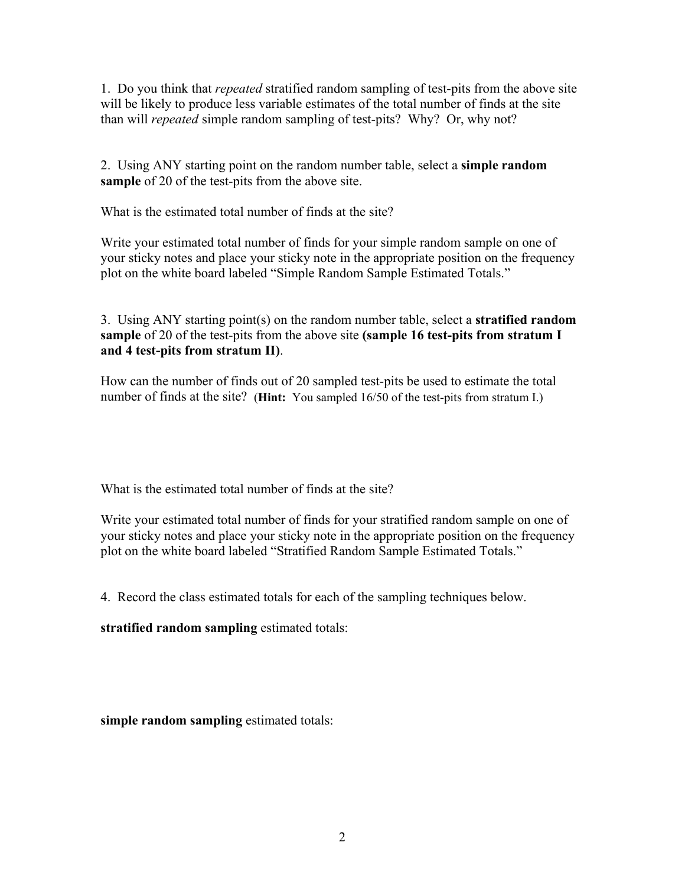1. Do you think that *repeated* stratified random sampling of test-pits from the above site will be likely to produce less variable estimates of the total number of finds at the site than will *repeated* simple random sampling of test-pits? Why? Or, why not?

2. Using ANY starting point on the random number table, select a **simple random sample** of 20 of the test-pits from the above site.

What is the estimated total number of finds at the site?

Write your estimated total number of finds for your simple random sample on one of your sticky notes and place your sticky note in the appropriate position on the frequency plot on the white board labeled "Simple Random Sample Estimated Totals."

3. Using ANY starting point(s) on the random number table, select a **stratified random sample** of 20 of the test-pits from the above site **(sample 16 test-pits from stratum I and 4 test-pits from stratum II)**.

How can the number of finds out of 20 sampled test-pits be used to estimate the total number of finds at the site? (**Hint:** You sampled 16/50 of the test-pits from stratum I.)

What is the estimated total number of finds at the site?

Write your estimated total number of finds for your stratified random sample on one of your sticky notes and place your sticky note in the appropriate position on the frequency plot on the white board labeled "Stratified Random Sample Estimated Totals."

4. Record the class estimated totals for each of the sampling techniques below.

**stratified random sampling** estimated totals:

**simple random sampling** estimated totals: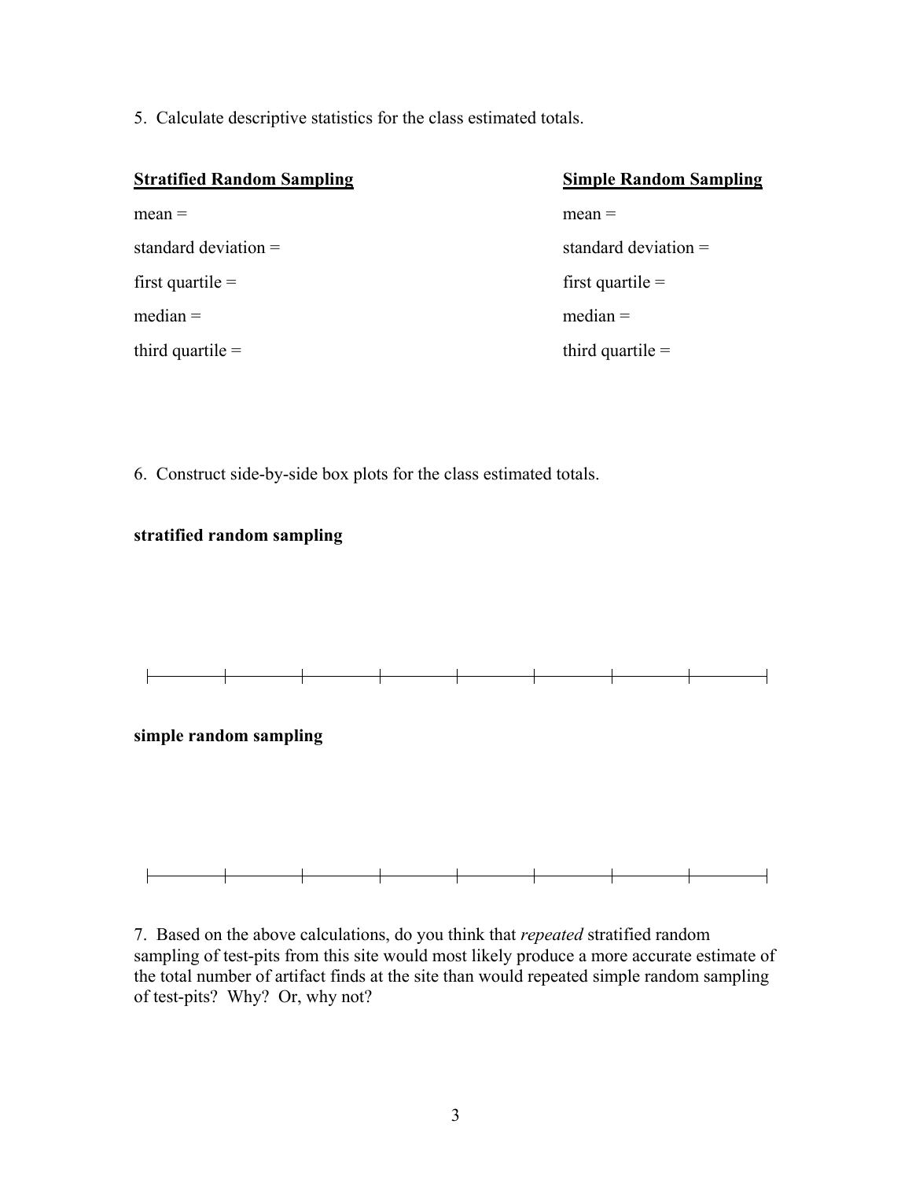5. Calculate descriptive statistics for the class estimated totals.

| **Stratified Random Sampling** | **Simple Random Sampling** |
|---|---|
| mean = | mean = |
| standard deviation = | standard deviation = |
| first quartile = | first quartile = |
| median = | median = |
| third quartile = | third quartile = |

6. Construct side-by-side box plots for the class estimated totals.

**stratified random sampling**

**simple random sampling**

7. Based on the above calculations, do you think that *repeated* stratified random sampling of test-pits from this site would most likely produce a more accurate estimate of the total number of artifact finds at the site than would repeated simple random sampling of test-pits? Why? Or, why not?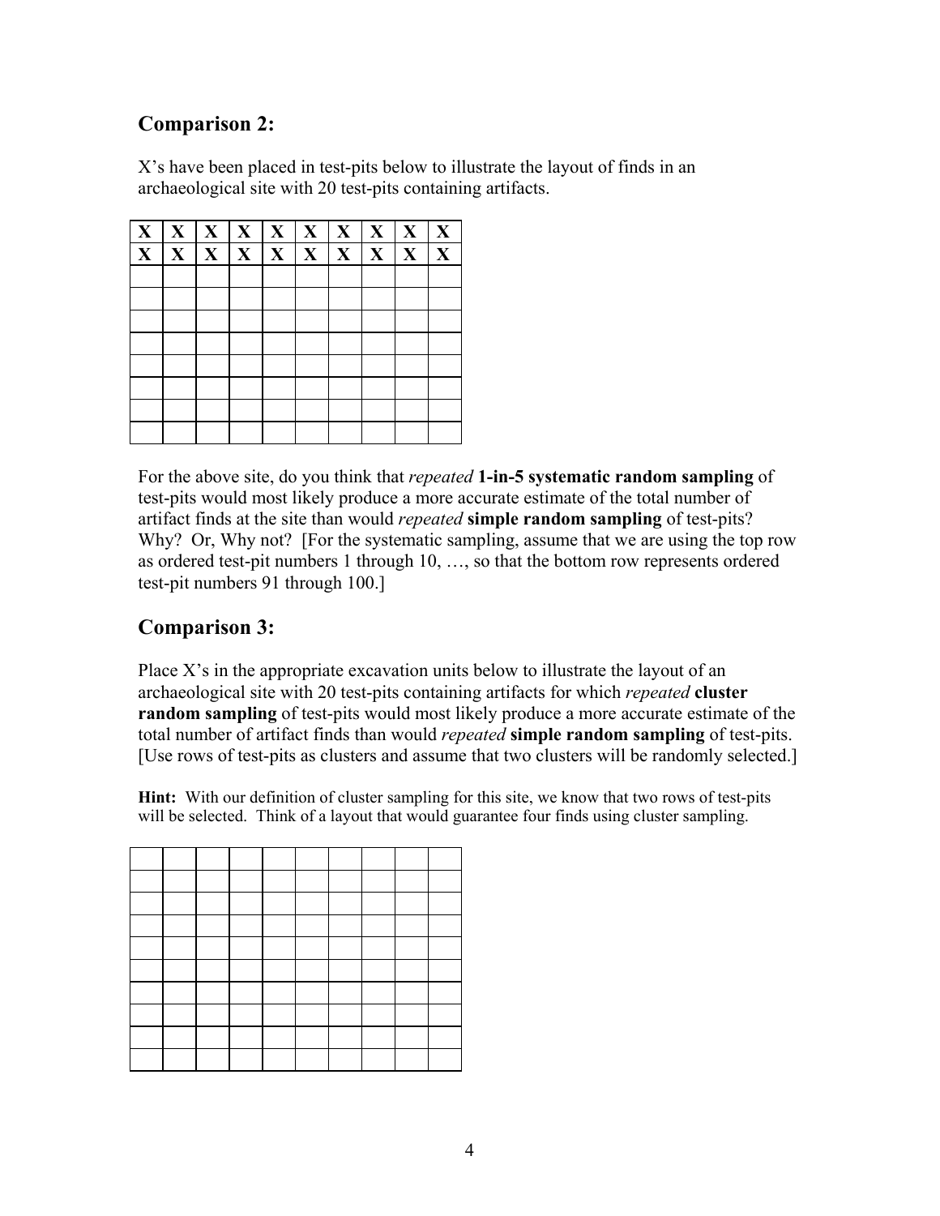## Comparison 2:

X's have been placed in test-pits below to illustrate the layout of finds in an archaeological site with 20 test-pits containing artifacts.

| | | | | | | | | | |
|---|---|---|---|---|---|---|---|---|---|
| **X** | **X** | **X** | **X** | **X** | **X** | **X** | **X** | **X** | **X** |
| **X** | **X** | **X** | **X** | **X** | **X** | **X** | **X** | **X** | **X** |
| | | | | | | | | | |
| | | | | | | | | | |
| | | | | | | | | | |
| | | | | | | | | | |
| | | | | | | | | | |
| | | | | | | | | | |
| | | | | | | | | | |
| | | | | | | | | | |

For the above site, do you think that *repeated* **1-in-5 systematic random sampling** of test-pits would most likely produce a more accurate estimate of the total number of artifact finds at the site than would *repeated* **simple random sampling** of test-pits? Why? Or, Why not? [For the systematic sampling, assume that we are using the top row as ordered test-pit numbers 1 through 10, …, so that the bottom row represents ordered test-pit numbers 91 through 100.]

## Comparison 3:

Place X's in the appropriate excavation units below to illustrate the layout of an archaeological site with 20 test-pits containing artifacts for which *repeated* **cluster random sampling** of test-pits would most likely produce a more accurate estimate of the total number of artifact finds than would *repeated* **simple random sampling** of test-pits. [Use rows of test-pits as clusters and assume that two clusters will be randomly selected.]

**Hint:** With our definition of cluster sampling for this site, we know that two rows of test-pits will be selected. Think of a layout that would guarantee four finds using cluster sampling.

| | | | | | | | | | |
|---|---|---|---|---|---|---|---|---|---|
| | | | | | | | | | |
| | | | | | | | | | |
| | | | | | | | | | |
| | | | | | | | | | |
| | | | | | | | | | |
| | | | | | | | | | |
| | | | | | | | | | |
| | | | | | | | | | |
| | | | | | | | | | |
| | | | | | | | | | |